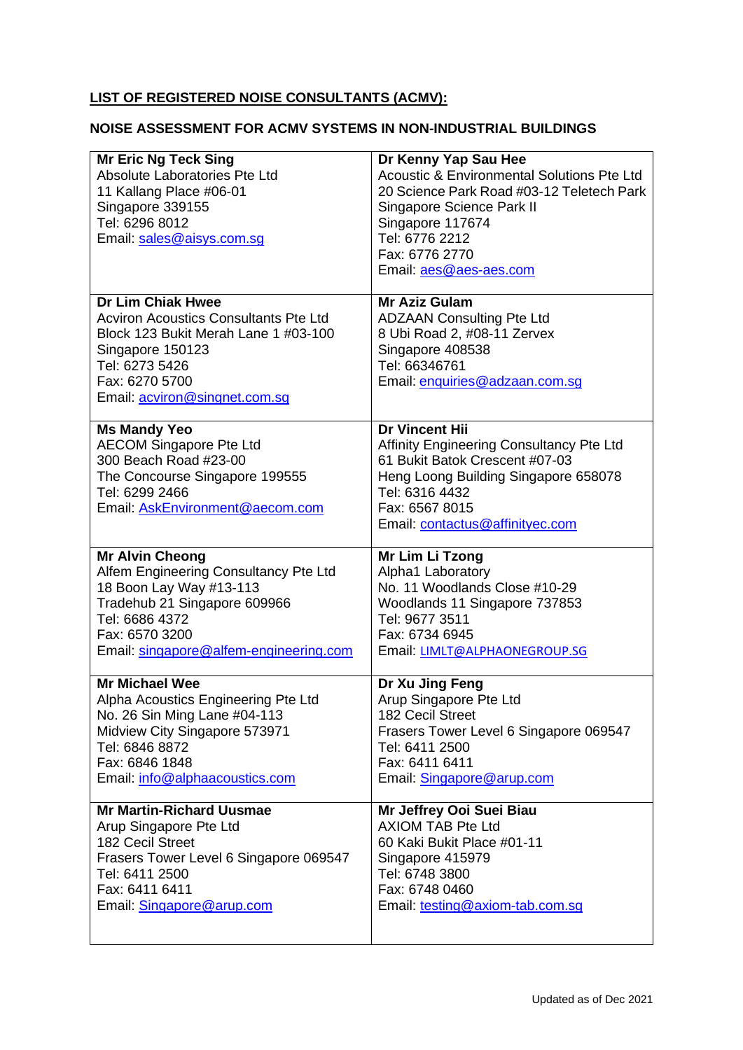**LIST OF REGISTERED NOISE CONSULTANTS (ACMV):**

**NOISE ASSESSMENT FOR ACMV SYSTEMS IN NON-INDUSTRIAL BUILDINGS**

| | |
|---|---|
| **Mr Eric Ng Teck Sing**<br>Absolute Laboratories Pte Ltd<br>11 Kallang Place #06-01<br>Singapore 339155<br>Tel: 6296 8012<br>Email: sales@aisys.com.sg | **Dr Kenny Yap Sau Hee**<br>Acoustic & Environmental Solutions Pte Ltd<br>20 Science Park Road #03-12 Teletech Park<br>Singapore Science Park II<br>Singapore 117674<br>Tel: 6776 2212<br>Fax: 6776 2770<br>Email: aes@aes-aes.com |
| **Dr Lim Chiak Hwee**<br>Acviron Acoustics Consultants Pte Ltd<br>Block 123 Bukit Merah Lane 1 #03-100<br>Singapore 150123<br>Tel: 6273 5426<br>Fax: 6270 5700<br>Email: acviron@singnet.com.sg | **Mr Aziz Gulam**<br>ADZAAN Consulting Pte Ltd<br>8 Ubi Road 2, #08-11 Zervex<br>Singapore 408538<br>Tel: 66346761<br>Email: enquiries@adzaan.com.sg |
| **Ms Mandy Yeo**<br>AECOM Singapore Pte Ltd<br>300 Beach Road #23-00<br>The Concourse Singapore 199555<br>Tel: 6299 2466<br>Email: AskEnvironment@aecom.com | **Dr Vincent Hii**<br>Affinity Engineering Consultancy Pte Ltd<br>61 Bukit Batok Crescent #07-03<br>Heng Loong Building Singapore 658078<br>Tel: 6316 4432<br>Fax: 6567 8015<br>Email: contactus@affinityec.com |
| **Mr Alvin Cheong**<br>Alfem Engineering Consultancy Pte Ltd<br>18 Boon Lay Way #13-113<br>Tradehub 21 Singapore 609966<br>Tel: 6686 4372<br>Fax: 6570 3200<br>Email: singapore@alfem-engineering.com | **Mr Lim Li Tzong**<br>Alpha1 Laboratory<br>No. 11 Woodlands Close #10-29<br>Woodlands 11 Singapore 737853<br>Tel: 9677 3511<br>Fax: 6734 6945<br>Email: LIMLT@ALPHAONEGROUP.SG |
| **Mr Michael Wee**<br>Alpha Acoustics Engineering Pte Ltd<br>No. 26 Sin Ming Lane #04-113<br>Midview City Singapore 573971<br>Tel: 6846 8872<br>Fax: 6846 1848<br>Email: info@alphaacoustics.com | **Dr Xu Jing Feng**<br>Arup Singapore Pte Ltd<br>182 Cecil Street<br>Frasers Tower Level 6 Singapore 069547<br>Tel: 6411 2500<br>Fax: 6411 6411<br>Email: Singapore@arup.com |
| **Mr Martin-Richard Uusmae**<br>Arup Singapore Pte Ltd<br>182 Cecil Street<br>Frasers Tower Level 6 Singapore 069547<br>Tel: 6411 2500<br>Fax: 6411 6411<br>Email: Singapore@arup.com | **Mr Jeffrey Ooi Suei Biau**<br>AXIOM TAB Pte Ltd<br>60 Kaki Bukit Place #01-11<br>Singapore 415979<br>Tel: 6748 3800<br>Fax: 6748 0460<br>Email: testing@axiom-tab.com.sg |

Updated as of Dec 2021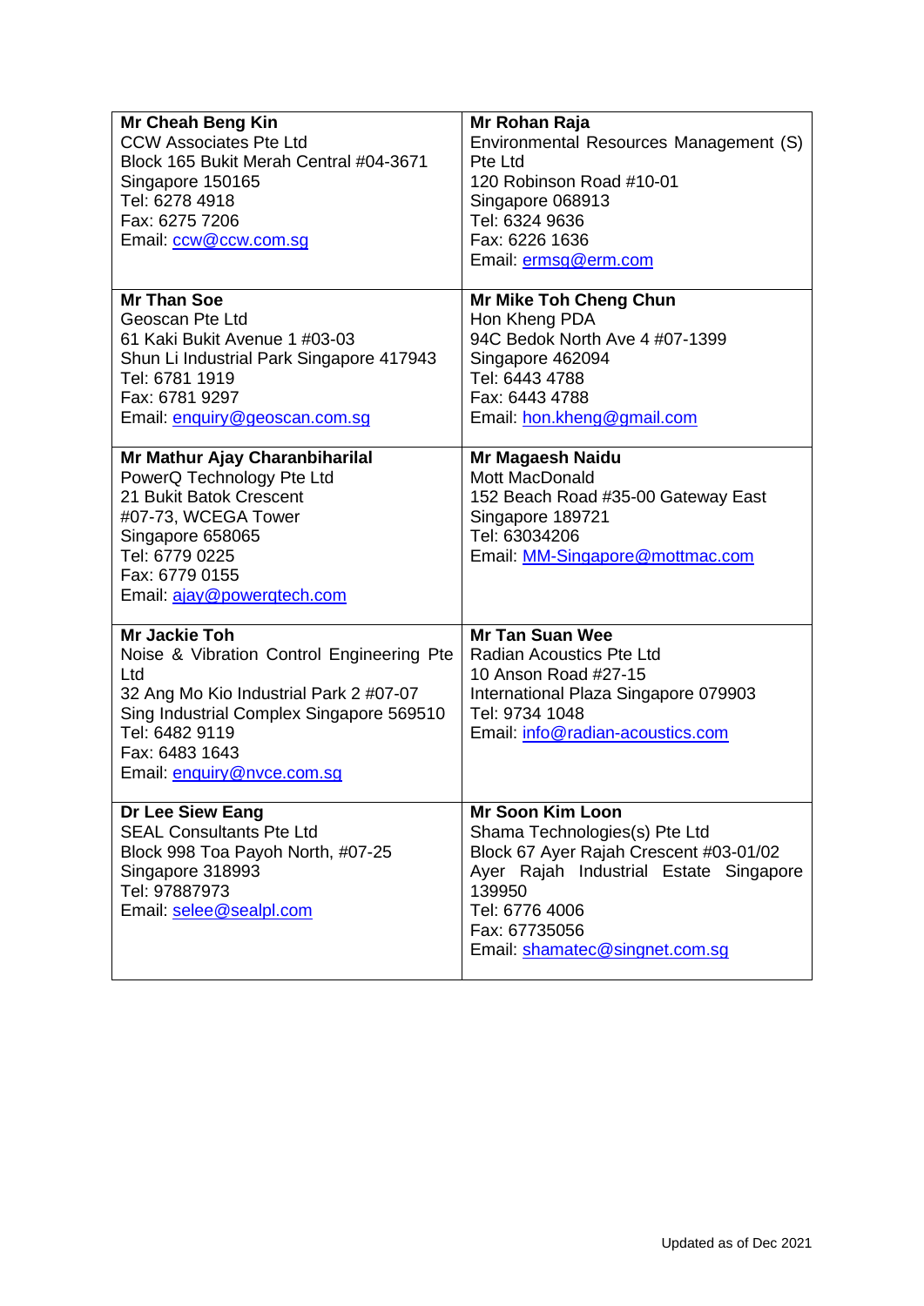| | |
|---|---|
| **Mr Cheah Beng Kin**<br>CCW Associates Pte Ltd<br>Block 165 Bukit Merah Central #04-3671<br>Singapore 150165<br>Tel: 6278 4918<br>Fax: 6275 7206<br>Email: ccw@ccw.com.sg | **Mr Rohan Raja**<br>Environmental Resources Management (S) Pte Ltd<br>120 Robinson Road #10-01<br>Singapore 068913<br>Tel: 6324 9636<br>Fax: 6226 1636<br>Email: ermsg@erm.com |
| **Mr Than Soe**<br>Geoscan Pte Ltd<br>61 Kaki Bukit Avenue 1 #03-03<br>Shun Li Industrial Park Singapore 417943<br>Tel: 6781 1919<br>Fax: 6781 9297<br>Email: enquiry@geoscan.com.sg | **Mr Mike Toh Cheng Chun**<br>Hon Kheng PDA<br>94C Bedok North Ave 4 #07-1399<br>Singapore 462094<br>Tel: 6443 4788<br>Fax: 6443 4788<br>Email: hon.kheng@gmail.com |
| **Mr Mathur Ajay Charanbiharilal**<br>PowerQ Technology Pte Ltd<br>21 Bukit Batok Crescent<br>#07-73, WCEGA Tower<br>Singapore 658065<br>Tel: 6779 0225<br>Fax: 6779 0155<br>Email: ajay@powerqtech.com | **Mr Magaesh Naidu**<br>Mott MacDonald<br>152 Beach Road #35-00 Gateway East<br>Singapore 189721<br>Tel: 63034206<br>Email: MM-Singapore@mottmac.com |
| **Mr Jackie Toh**<br>Noise & Vibration Control Engineering Pte Ltd<br>32 Ang Mo Kio Industrial Park 2 #07-07<br>Sing Industrial Complex Singapore 569510<br>Tel: 6482 9119<br>Fax: 6483 1643<br>Email: enquiry@nvce.com.sg | **Mr Tan Suan Wee**<br>Radian Acoustics Pte Ltd<br>10 Anson Road #27-15<br>International Plaza Singapore 079903<br>Tel: 9734 1048<br>Email: info@radian-acoustics.com |
| **Dr Lee Siew Eang**<br>SEAL Consultants Pte Ltd<br>Block 998 Toa Payoh North, #07-25<br>Singapore 318993<br>Tel: 97887973<br>Email: selee@sealpl.com | **Mr Soon Kim Loon**<br>Shama Technologies(s) Pte Ltd<br>Block 67 Ayer Rajah Crescent #03-01/02<br>Ayer Rajah Industrial Estate Singapore 139950<br>Tel: 6776 4006<br>Fax: 67735056<br>Email: shamatec@singnet.com.sg |

Updated as of Dec 2021